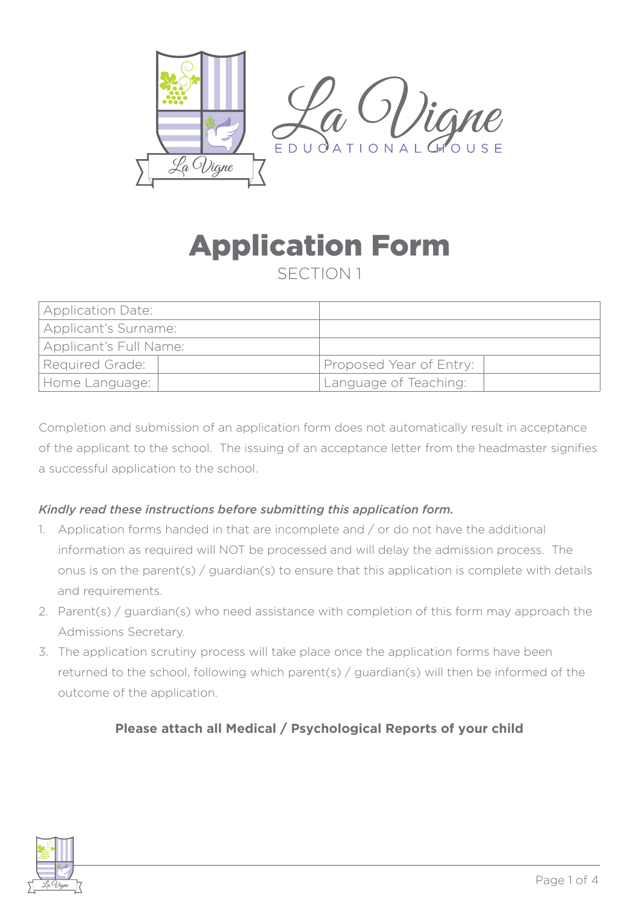La Vigne

EDUCATIONAL HOUSE

# Application Form

SECTION 1

| Application Date: | | | |
|---|---|---|---|
| Applicant's Surname: | | | |
| Applicant's Full Name: | | | |
| Required Grade: | | Proposed Year of Entry: | |
| Home Language: | | Language of Teaching: | |

Completion and submission of an application form does not automatically result in acceptance of the applicant to the school. The issuing of an acceptance letter from the headmaster signifies a successful application to the school.

***Kindly read these instructions before submitting this application form.***

1. Application forms handed in that are incomplete and / or do not have the additional information as required will NOT be processed and will delay the admission process. The onus is on the parent(s) / guardian(s) to ensure that this application is complete with details and requirements.
2. Parent(s) / guardian(s) who need assistance with completion of this form may approach the Admissions Secretary.
3. The application scrutiny process will take place once the application forms have been returned to the school, following which parent(s) / guardian(s) will then be informed of the outcome of the application.

**Please attach all Medical / Psychological Reports of your child**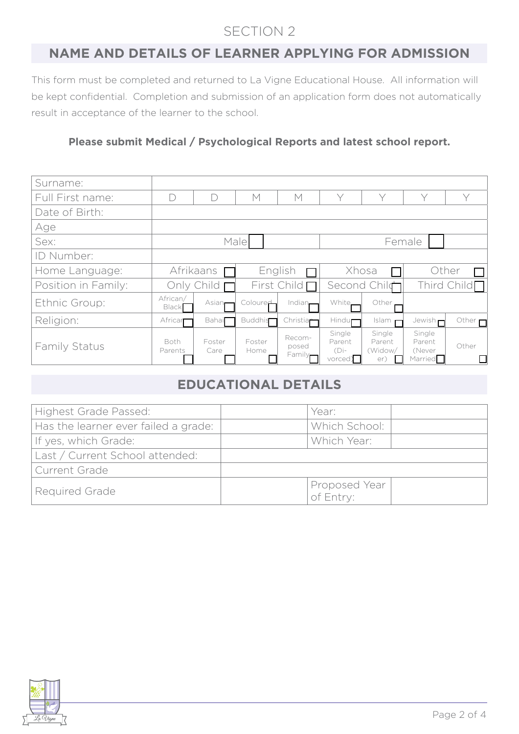SECTION 2

## NAME AND DETAILS OF LEARNER APPLYING FOR ADMISSION

This form must be completed and returned to La Vigne Educational House. All information will be kept confidential. Completion and submission of an application form does not automatically result in acceptance of the learner to the school.

**Please submit Medical / Psychological Reports and latest school report.**

| | | | | | | | | |
|---|---|---|---|---|---|---|---|---|
| Surname: | | | | | | | | |
| Full First name: | D | D | M | M | Y | Y | Y | Y |
| Date of Birth: | | | | | | | | |
| Age | | | | | | | | |
| Sex: | Male ☐ | | | | Female ☐ | | | |
| ID Number: | | | | | | | | |
| Home Language: | Afrikaans ☐ | | English ☐ | | Xhosa ☐ | | Other ☐ | |
| Position in Family: | Only Child ☐ | | First Child ☐ | | Second Child ☐ | | Third Child ☐ | |
| Ethnic Group: | African/ Black ☐ | Asian ☐ | Coloured ☐ | Indian ☐ | White ☐ | Other ☐ | | |
| Religion: | African ☐ | Bahai ☐ | Buddhist ☐ | Christian ☐ | Hindu ☐ | Islam ☐ | Jewish ☐ | Other ☐ |
| Family Status | Both Parents ☐ | Foster Care ☐ | Foster Home ☐ | Recom-posed Family ☐ | Single Parent (Di-vorced) ☐ | Single Parent (Widow/er) ☐ | Single Parent (Never Married) ☐ | Other ☐ |

## EDUCATIONAL DETAILS

| | | | |
|---|---|---|---|
| Highest Grade Passed: | | Year: | |
| Has the learner ever failed a grade: | | Which School: | |
| If yes, which Grade: | | Which Year: | |
| Last / Current School attended: | | | |
| Current Grade | | | |
| Required Grade | | Proposed Year of Entry: | |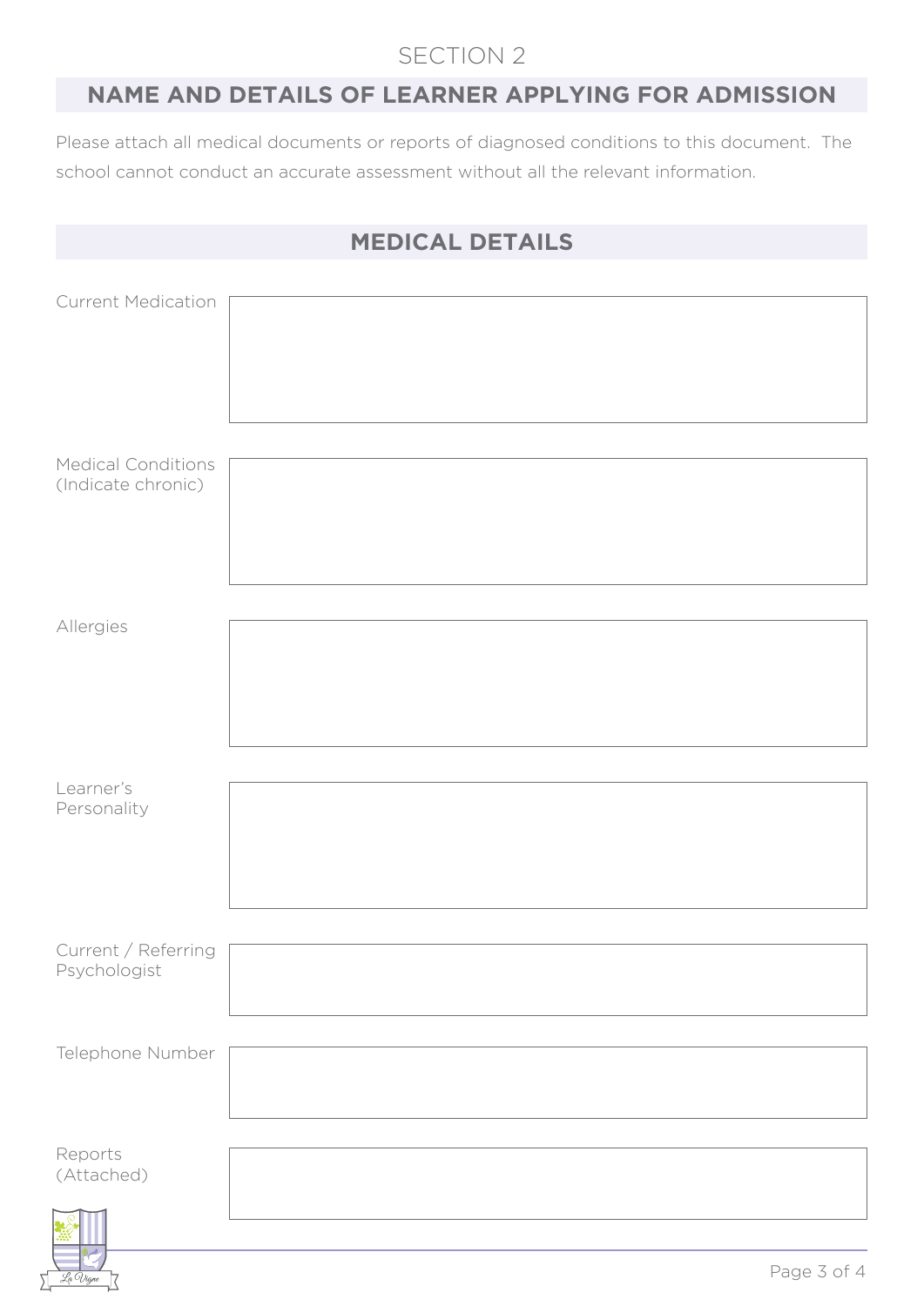SECTION 2

## NAME AND DETAILS OF LEARNER APPLYING FOR ADMISSION

Please attach all medical documents or reports of diagnosed conditions to this document. The school cannot conduct an accurate assessment without all the relevant information.

## MEDICAL DETAILS

| | |
|---|---|
| Current Medication | |
| Medical Conditions (Indicate chronic) | |
| Allergies | |
| Learner's Personality | |
| Current / Referring Psychologist | |
| Telephone Number | |
| Reports (Attached) | |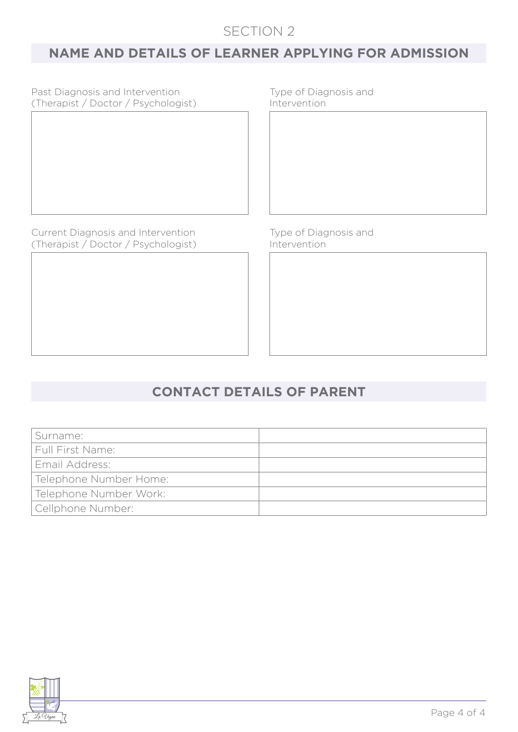SECTION 2

## NAME AND DETAILS OF LEARNER APPLYING FOR ADMISSION

Past Diagnosis and Intervention (Therapist / Doctor / Psychologist)

Type of Diagnosis and Intervention

Current Diagnosis and Intervention (Therapist / Doctor / Psychologist)

Type of Diagnosis and Intervention

## CONTACT DETAILS OF PARENT

| | |
|---|---|
| Surname: | |
| Full First Name: | |
| Email Address: | |
| Telephone Number Home: | |
| Telephone Number Work: | |
| Cellphone Number: | |